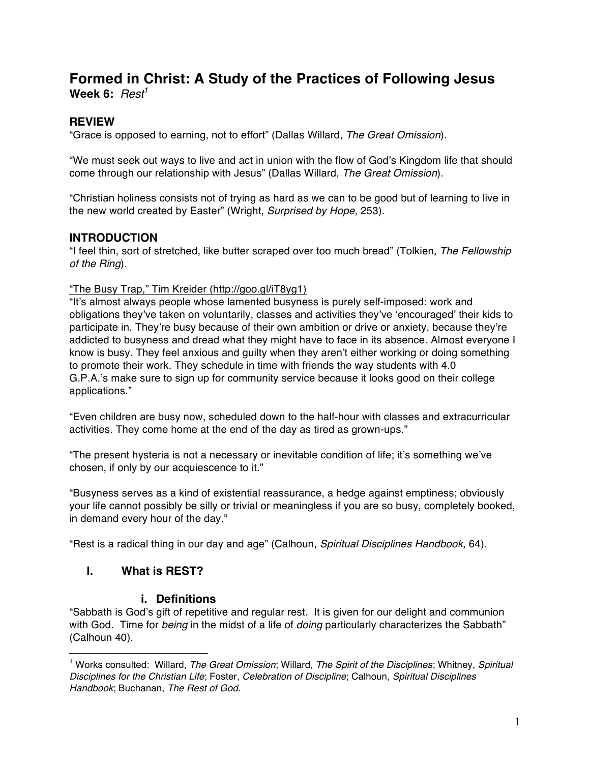# Formed in Christ: A Study of the Practices of Following Jesus

**Week 6:** *Rest*[1]

## REVIEW

"Grace is opposed to earning, not to effort" (Dallas Willard, *The Great Omission*).

"We must seek out ways to live and act in union with the flow of God's Kingdom life that should come through our relationship with Jesus" (Dallas Willard, *The Great Omission*).

"Christian holiness consists not of trying as hard as we can to be good but of learning to live in the new world created by Easter" (Wright, *Surprised by Hope*, 253).

## INTRODUCTION

"I feel thin, sort of stretched, like butter scraped over too much bread" (Tolkien, *The Fellowship of the Ring*).

"The Busy Trap," Tim Kreider (http://goo.gl/iT8yg1)

"It's almost always people whose lamented busyness is purely self-imposed: work and obligations they've taken on voluntarily, classes and activities they've 'encouraged' their kids to participate in. They're busy because of their own ambition or drive or anxiety, because they're addicted to busyness and dread what they might have to face in its absence. Almost everyone I know is busy. They feel anxious and guilty when they aren't either working or doing something to promote their work. They schedule in time with friends the way students with 4.0 G.P.A.'s make sure to sign up for community service because it looks good on their college applications."

"Even children are busy now, scheduled down to the half-hour with classes and extracurricular activities. They come home at the end of the day as tired as grown-ups."

"The present hysteria is not a necessary or inevitable condition of life; it's something we've chosen, if only by our acquiescence to it."

"Busyness serves as a kind of existential reassurance, a hedge against emptiness; obviously your life cannot possibly be silly or trivial or meaningless if you are so busy, completely booked, in demand every hour of the day."

"Rest is a radical thing in our day and age" (Calhoun, *Spiritual Disciplines Handbook*, 64).

### I. What is REST?

#### i. Definitions

"Sabbath is God's gift of repetitive and regular rest. It is given for our delight and communion with God. Time for *being* in the midst of a life of *doing* particularly characterizes the Sabbath" (Calhoun 40).

---

[1] Works consulted: Willard, *The Great Omission*; Willard, *The Spirit of the Disciplines*; Whitney, *Spiritual Disciplines for the Christian Life*; Foster, *Celebration of Discipline*; Calhoun, *Spiritual Disciplines Handbook*; Buchanan, *The Rest of God*.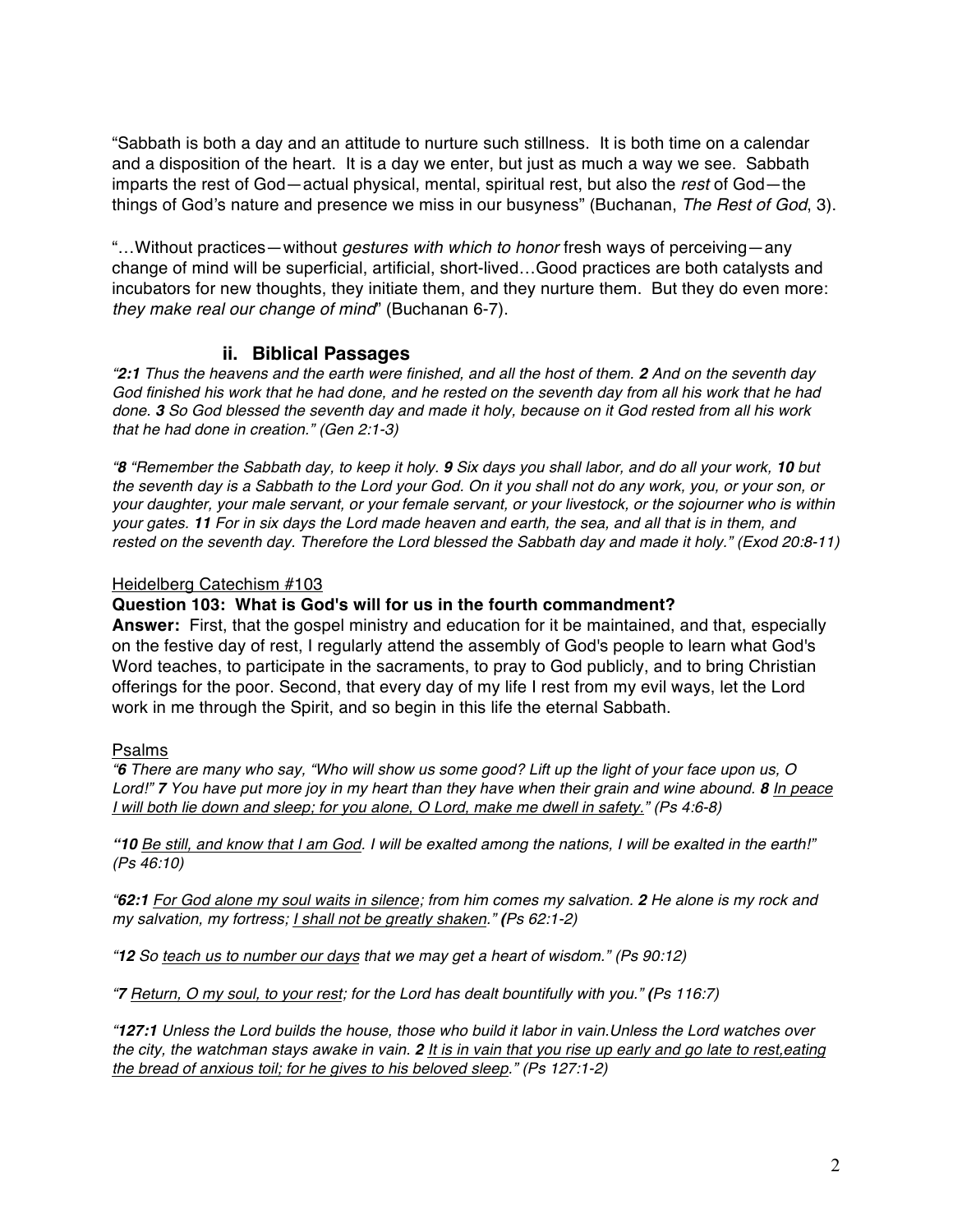"Sabbath is both a day and an attitude to nurture such stillness. It is both time on a calendar and a disposition of the heart. It is a day we enter, but just as much a way we see. Sabbath imparts the rest of God—actual physical, mental, spiritual rest, but also the *rest* of God—the things of God's nature and presence we miss in our busyness" (Buchanan, *The Rest of God*, 3).

"…Without practices—without *gestures with which to honor* fresh ways of perceiving—any change of mind will be superficial, artificial, short-lived…Good practices are both catalysts and incubators for new thoughts, they initiate them, and they nurture them. But they do even more: *they make real our change of mind*" (Buchanan 6-7).

### ii. Biblical Passages

*"**2:1** Thus the heavens and the earth were finished, and all the host of them. **2** And on the seventh day God finished his work that he had done, and he rested on the seventh day from all his work that he had done. **3** So God blessed the seventh day and made it holy, because on it God rested from all his work that he had done in creation." (Gen 2:1-3)*

*"**8** "Remember the Sabbath day, to keep it holy. **9** Six days you shall labor, and do all your work, **10** but the seventh day is a Sabbath to the Lord your God. On it you shall not do any work, you, or your son, or your daughter, your male servant, or your female servant, or your livestock, or the sojourner who is within your gates. **11** For in six days the Lord made heaven and earth, the sea, and all that is in them, and rested on the seventh day. Therefore the Lord blessed the Sabbath day and made it holy." (Exod 20:8-11)*

<u>Heidelberg Catechism #103</u>

**Question 103: What is God's will for us in the fourth commandment?**

**Answer:** First, that the gospel ministry and education for it be maintained, and that, especially on the festive day of rest, I regularly attend the assembly of God's people to learn what God's Word teaches, to participate in the sacraments, to pray to God publicly, and to bring Christian offerings for the poor. Second, that every day of my life I rest from my evil ways, let the Lord work in me through the Spirit, and so begin in this life the eternal Sabbath.

<u>Psalms</u>

*"**6** There are many who say, "Who will show us some good? Lift up the light of your face upon us, O Lord!" **7** You have put more joy in my heart than they have when their grain and wine abound. **8** <u>In peace I will both lie down and sleep; for you alone, O Lord, make me dwell in safety</u>." (Ps 4:6-8)*

*"**10** <u>Be still, and know that I am God</u>. I will be exalted among the nations, I will be exalted in the earth!" (Ps 46:10)*

*"**62:1** <u>For God alone my soul waits in silence</u>; from him comes my salvation. **2** He alone is my rock and my salvation, my fortress; <u>I shall not be greatly shaken</u>." (Ps 62:1-2)*

*"**12** So <u>teach us to number our days</u> that we may get a heart of wisdom." (Ps 90:12)*

*"**7** <u>Return, O my soul, to your rest</u>; for the Lord has dealt bountifully with you." (Ps 116:7)*

*"**127:1** Unless the Lord builds the house, those who build it labor in vain.Unless the Lord watches over the city, the watchman stays awake in vain. **2** <u>It is in vain that you rise up early and go late to rest,eating the bread of anxious toil; for he gives to his beloved sleep</u>." (Ps 127:1-2)*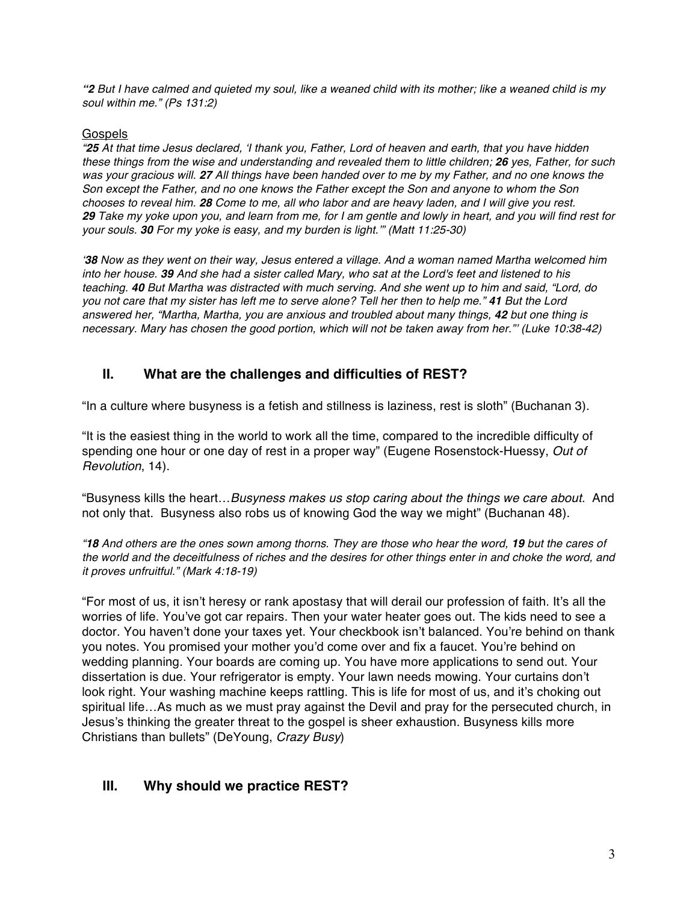*"**2** But I have calmed and quieted my soul, like a weaned child with its mother; like a weaned child is my soul within me." (Ps 131:2)*

<u>Gospels</u>

*"**25** At that time Jesus declared, 'I thank you, Father, Lord of heaven and earth, that you have hidden these things from the wise and understanding and revealed them to little children; **26** yes, Father, for such was your gracious will. **27** All things have been handed over to me by my Father, and no one knows the Son except the Father, and no one knows the Father except the Son and anyone to whom the Son chooses to reveal him. **28** Come to me, all who labor and are heavy laden, and I will give you rest. **29** Take my yoke upon you, and learn from me, for I am gentle and lowly in heart, and you will find rest for your souls. **30** For my yoke is easy, and my burden is light.'" (Matt 11:25-30)*

*'**38** Now as they went on their way, Jesus entered a village. And a woman named Martha welcomed him into her house. **39** And she had a sister called Mary, who sat at the Lord's feet and listened to his teaching. **40** But Martha was distracted with much serving. And she went up to him and said, "Lord, do you not care that my sister has left me to serve alone? Tell her then to help me." **41** But the Lord answered her, "Martha, Martha, you are anxious and troubled about many things, **42** but one thing is necessary. Mary has chosen the good portion, which will not be taken away from her."' (Luke 10:38-42)*

## II. What are the challenges and difficulties of REST?

"In a culture where busyness is a fetish and stillness is laziness, rest is sloth" (Buchanan 3).

"It is the easiest thing in the world to work all the time, compared to the incredible difficulty of spending one hour or one day of rest in a proper way" (Eugene Rosenstock-Huessy, *Out of Revolution*, 14).

"Busyness kills the heart…*Busyness makes us stop caring about the things we care about.* And not only that. Busyness also robs us of knowing God the way we might" (Buchanan 48).

*"**18** And others are the ones sown among thorns. They are those who hear the word, **19** but the cares of the world and the deceitfulness of riches and the desires for other things enter in and choke the word, and it proves unfruitful." (Mark 4:18-19)*

"For most of us, it isn't heresy or rank apostasy that will derail our profession of faith. It's all the worries of life. You've got car repairs. Then your water heater goes out. The kids need to see a doctor. You haven't done your taxes yet. Your checkbook isn't balanced. You're behind on thank you notes. You promised your mother you'd come over and fix a faucet. You're behind on wedding planning. Your boards are coming up. You have more applications to send out. Your dissertation is due. Your refrigerator is empty. Your lawn needs mowing. Your curtains don't look right. Your washing machine keeps rattling. This is life for most of us, and it's choking out spiritual life…As much as we must pray against the Devil and pray for the persecuted church, in Jesus's thinking the greater threat to the gospel is sheer exhaustion. Busyness kills more Christians than bullets" (DeYoung, *Crazy Busy*)

## III. Why should we practice REST?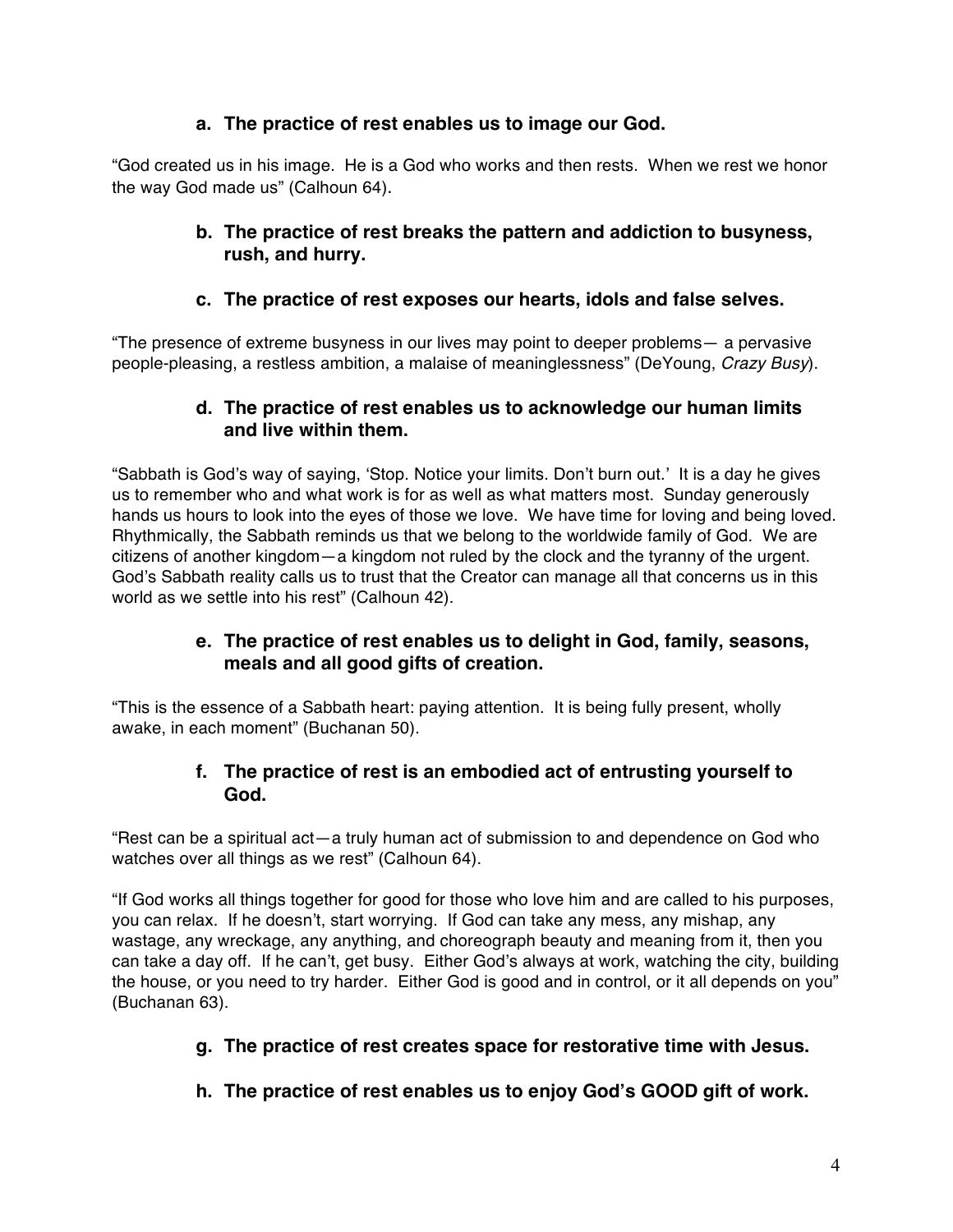**a. The practice of rest enables us to image our God.**

"God created us in his image. He is a God who works and then rests. When we rest we honor the way God made us" (Calhoun 64).

**b. The practice of rest breaks the pattern and addiction to busyness, rush, and hurry.**

**c. The practice of rest exposes our hearts, idols and false selves.**

"The presence of extreme busyness in our lives may point to deeper problems— a pervasive people-pleasing, a restless ambition, a malaise of meaninglessness" (DeYoung, *Crazy Busy*).

**d. The practice of rest enables us to acknowledge our human limits and live within them.**

"Sabbath is God's way of saying, 'Stop. Notice your limits. Don't burn out.' It is a day he gives us to remember who and what work is for as well as what matters most. Sunday generously hands us hours to look into the eyes of those we love. We have time for loving and being loved. Rhythmically, the Sabbath reminds us that we belong to the worldwide family of God. We are citizens of another kingdom—a kingdom not ruled by the clock and the tyranny of the urgent. God's Sabbath reality calls us to trust that the Creator can manage all that concerns us in this world as we settle into his rest" (Calhoun 42).

**e. The practice of rest enables us to delight in God, family, seasons, meals and all good gifts of creation.**

"This is the essence of a Sabbath heart: paying attention. It is being fully present, wholly awake, in each moment" (Buchanan 50).

**f. The practice of rest is an embodied act of entrusting yourself to God.**

"Rest can be a spiritual act—a truly human act of submission to and dependence on God who watches over all things as we rest" (Calhoun 64).

"If God works all things together for good for those who love him and are called to his purposes, you can relax. If he doesn't, start worrying. If God can take any mess, any mishap, any wastage, any wreckage, any anything, and choreograph beauty and meaning from it, then you can take a day off. If he can't, get busy. Either God's always at work, watching the city, building the house, or you need to try harder. Either God is good and in control, or it all depends on you" (Buchanan 63).

**g. The practice of rest creates space for restorative time with Jesus.**

**h. The practice of rest enables us to enjoy God's GOOD gift of work.**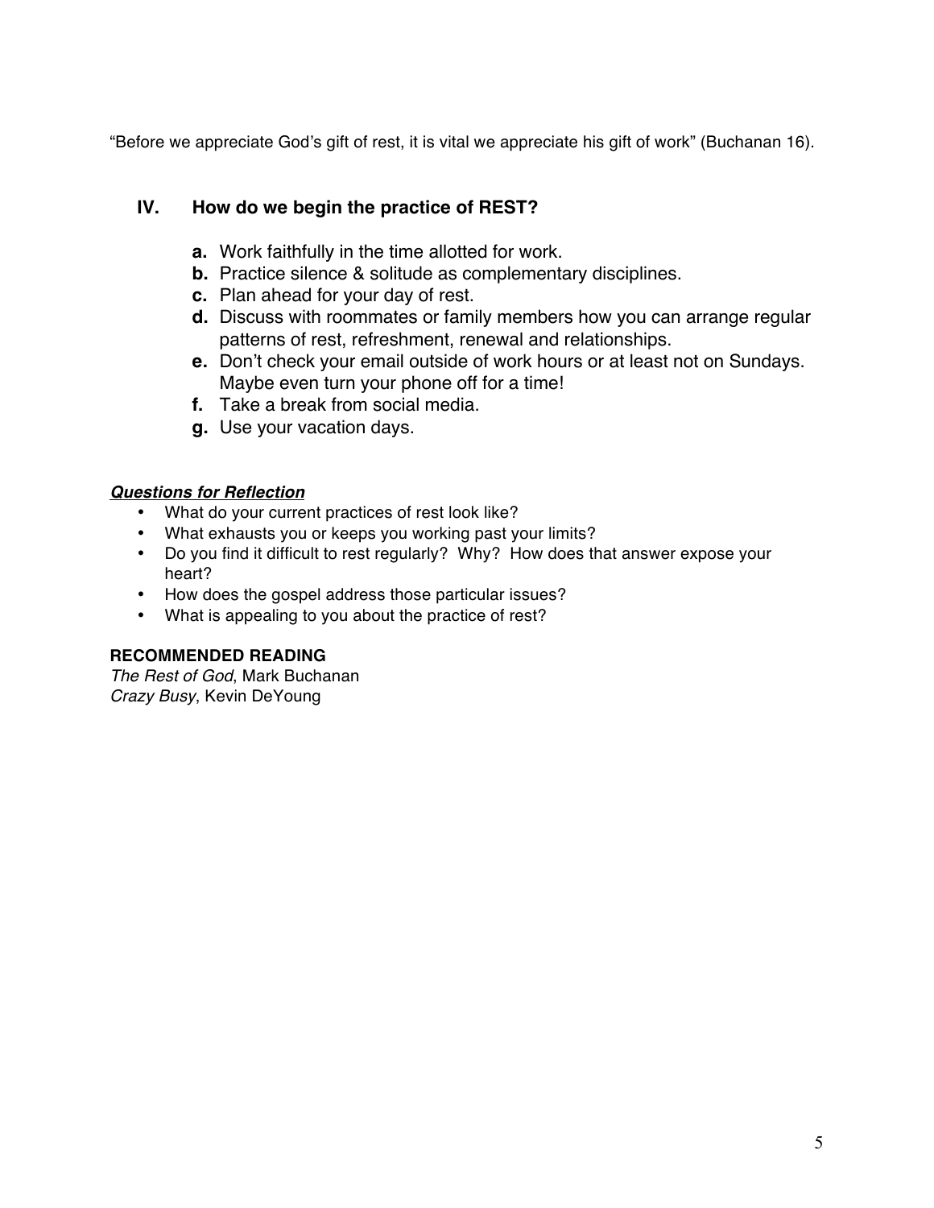"Before we appreciate God's gift of rest, it is vital we appreciate his gift of work" (Buchanan 16).

## IV. How do we begin the practice of REST?

- **a.** Work faithfully in the time allotted for work.
- **b.** Practice silence & solitude as complementary disciplines.
- **c.** Plan ahead for your day of rest.
- **d.** Discuss with roommates or family members how you can arrange regular patterns of rest, refreshment, renewal and relationships.
- **e.** Don't check your email outside of work hours or at least not on Sundays. Maybe even turn your phone off for a time!
- **f.** Take a break from social media.
- **g.** Use your vacation days.

***Questions for Reflection***

- What do your current practices of rest look like?
- What exhausts you or keeps you working past your limits?
- Do you find it difficult to rest regularly? Why? How does that answer expose your heart?
- How does the gospel address those particular issues?
- What is appealing to you about the practice of rest?

**RECOMMENDED READING**

*The Rest of God*, Mark Buchanan
*Crazy Busy*, Kevin DeYoung